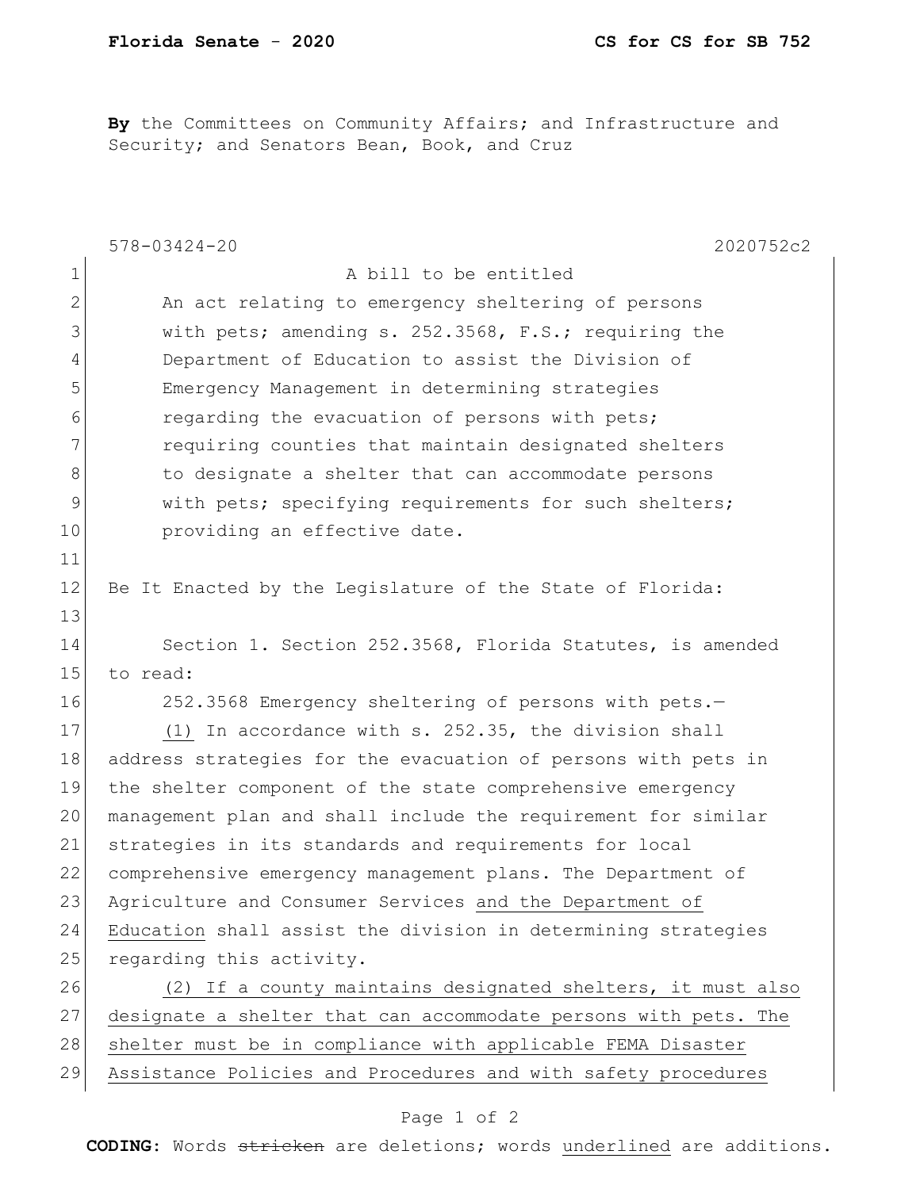**Florida Senate - 2020** **CS for CS for SB 752**

**By** the Committees on Community Affairs; and Infrastructure and Security; and Senators Bean, Book, and Cruz

578-03424-20 2020752c2

1 A bill to be entitled
2 An act relating to emergency sheltering of persons
3 with pets; amending s. 252.3568, F.S.; requiring the
4 Department of Education to assist the Division of
5 Emergency Management in determining strategies
6 regarding the evacuation of persons with pets;
7 requiring counties that maintain designated shelters
8 to designate a shelter that can accommodate persons
9 with pets; specifying requirements for such shelters;
10 providing an effective date.
11
12 Be It Enacted by the Legislature of the State of Florida:
13
14 Section 1. Section 252.3568, Florida Statutes, is amended
15 to read:
16 252.3568 Emergency sheltering of persons with pets.—
17 <u>(1)</u> In accordance with s. 252.35, the division shall
18 address strategies for the evacuation of persons with pets in
19 the shelter component of the state comprehensive emergency
20 management plan and shall include the requirement for similar
21 strategies in its standards and requirements for local
22 comprehensive emergency management plans. The Department of
23 Agriculture and Consumer Services <u>and the Department of</u>
24 <u>Education</u> shall assist the division in determining strategies
25 regarding this activity.
26 <u>(2) If a county maintains designated shelters, it must also</u>
27 <u>designate a shelter that can accommodate persons with pets. The</u>
28 <u>shelter must be in compliance with applicable FEMA Disaster</u>
29 <u>Assistance Policies and Procedures and with safety procedures</u>

**CODING:** Words ~~stricken~~ are deletions; words <u>underlined</u> are additions.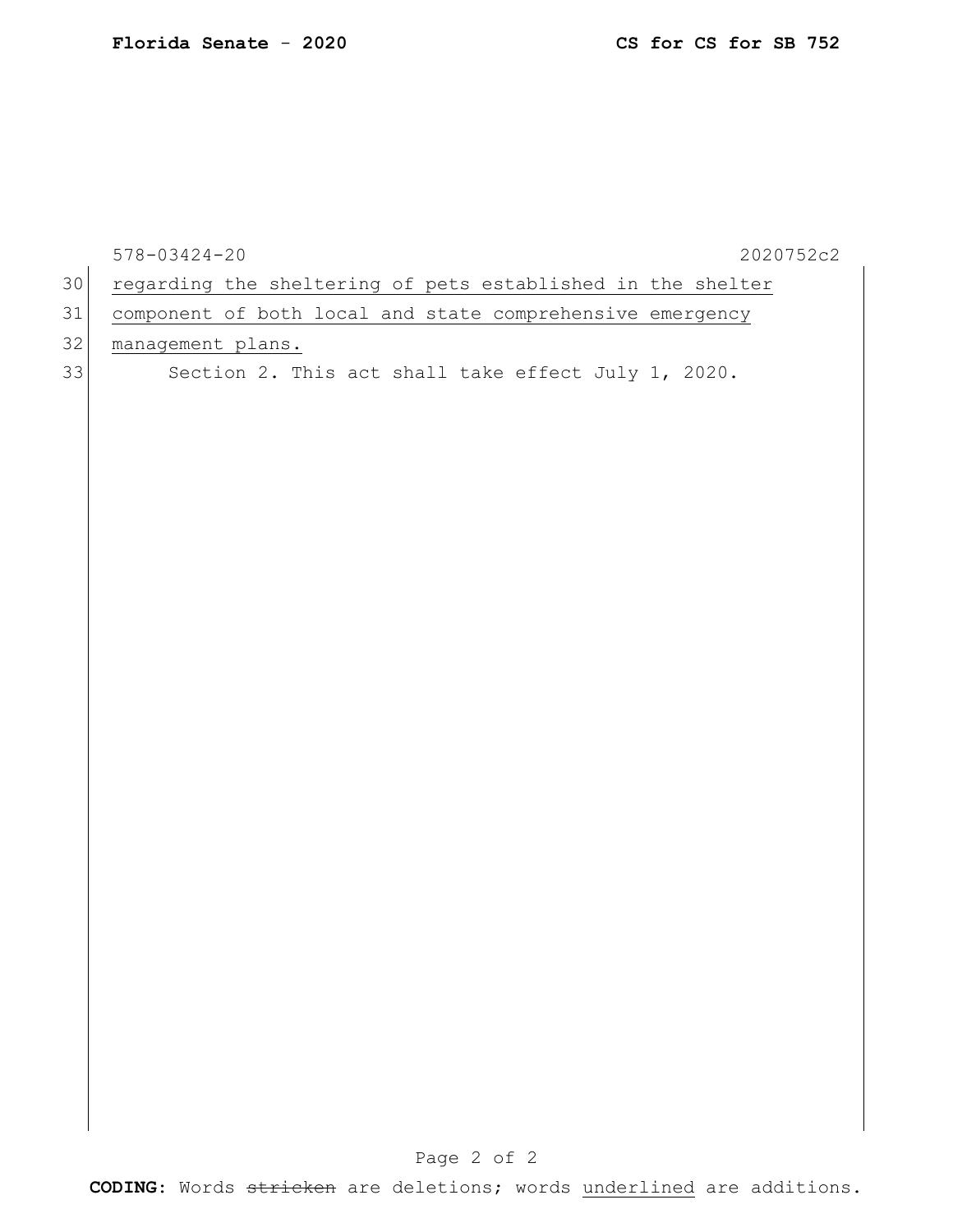578-03424-20 2020752c2

30 regarding the sheltering of pets established in the shelter
31 component of both local and state comprehensive emergency
32 management plans.
33 Section 2. This act shall take effect July 1, 2020.

**CODING:** Words ~~stricken~~ are deletions; words underlined are additions.